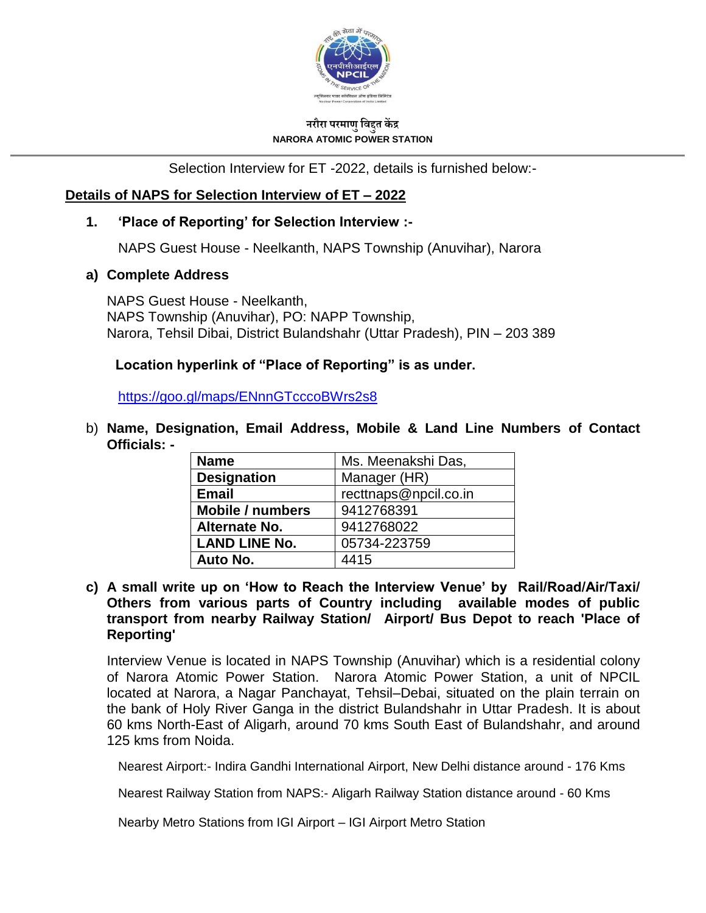नरौरा परमाणु विद्युत केंद्र

NARORA ATOMIC POWER STATION

Selection Interview for ET -2022, details is furnished below:-

## Details of NAPS for Selection Interview of ET – 2022

### 1. 'Place of Reporting' for Selection Interview :-

NAPS Guest House - Neelkanth, NAPS Township (Anuvihar), Narora

**a) Complete Address**

NAPS Guest House - Neelkanth,
NAPS Township (Anuvihar), PO: NAPP Township,
Narora, Tehsil Dibai, District Bulandshahr (Uttar Pradesh), PIN – 203 389

**Location hyperlink of "Place of Reporting" is as under.**

https://goo.gl/maps/ENnnGTcccoBWrs2s8

b) **Name, Designation, Email Address, Mobile & Land Line Numbers of Contact Officials: -**

| **Name** | Ms. Meenakshi Das, |
|---|---|
| **Designation** | Manager (HR) |
| **Email** | recttnaps@npcil.co.in |
| **Mobile / numbers** | 9412768391 |
| **Alternate No.** | 9412768022 |
| **LAND LINE No.** | 05734-223759 |
| **Auto No.** | 4415 |

**c) A small write up on 'How to Reach the Interview Venue' by Rail/Road/Air/Taxi/ Others from various parts of Country including available modes of public transport from nearby Railway Station/ Airport/ Bus Depot to reach 'Place of Reporting'**

Interview Venue is located in NAPS Township (Anuvihar) which is a residential colony of Narora Atomic Power Station. Narora Atomic Power Station, a unit of NPCIL located at Narora, a Nagar Panchayat, Tehsil–Debai, situated on the plain terrain on the bank of Holy River Ganga in the district Bulandshahr in Uttar Pradesh. It is about 60 kms North-East of Aligarh, around 70 kms South East of Bulandshahr, and around 125 kms from Noida.

Nearest Airport:- Indira Gandhi International Airport, New Delhi distance around - 176 Kms

Nearest Railway Station from NAPS:- Aligarh Railway Station distance around - 60 Kms

Nearby Metro Stations from IGI Airport – IGI Airport Metro Station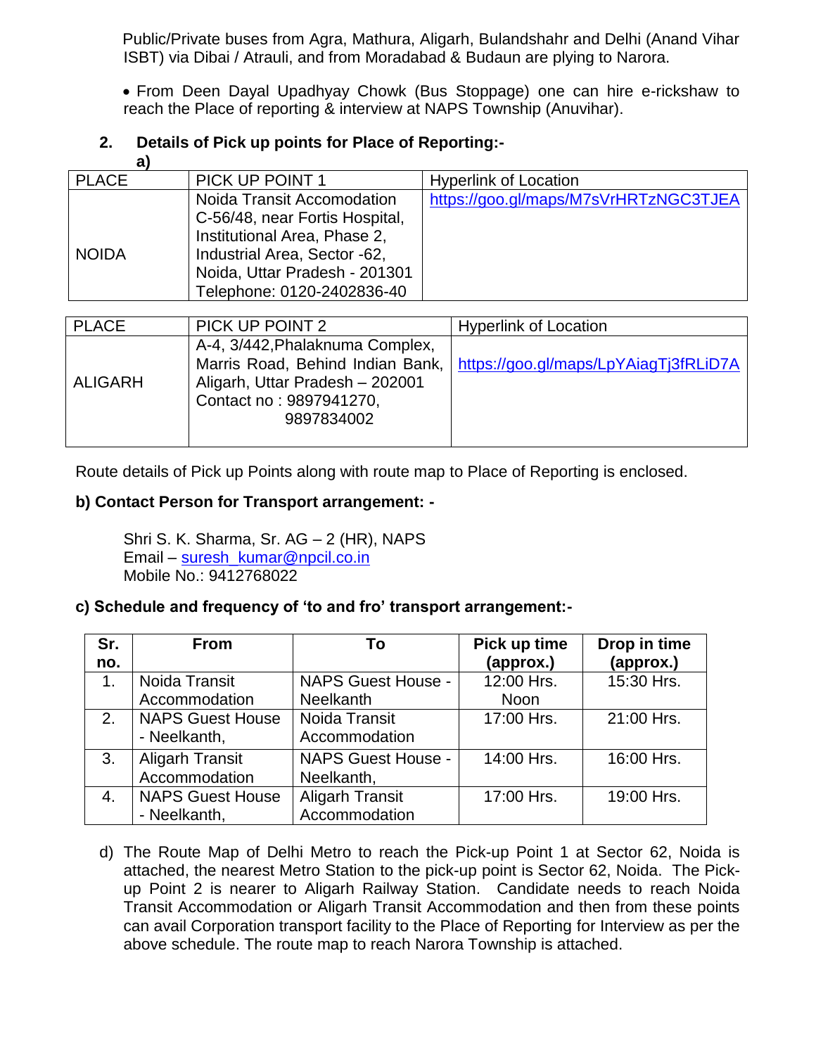Public/Private buses from Agra, Mathura, Aligarh, Bulandshahr and Delhi (Anand Vihar ISBT) via Dibai / Atrauli, and from Moradabad & Budaun are plying to Narora.

- From Deen Dayal Upadhyay Chowk (Bus Stoppage) one can hire e-rickshaw to reach the Place of reporting & interview at NAPS Township (Anuvihar).

**2. Details of Pick up points for Place of Reporting:-**

**a)**

| PLACE | PICK UP POINT 1 | Hyperlink of Location |
|---|---|---|
| NOIDA | Noida Transit Accomodation C-56/48, near Fortis Hospital, Institutional Area, Phase 2, Industrial Area, Sector -62, Noida, Uttar Pradesh - 201301 Telephone: 0120-2402836-40 | https://goo.gl/maps/M7sVrHRTzNGC3TJEA |

| PLACE | PICK UP POINT 2 | Hyperlink of Location |
|---|---|---|
| ALIGARH | A-4, 3/442,Phalaknuma Complex, Marris Road, Behind Indian Bank, Aligarh, Uttar Pradesh – 202001 Contact no : 9897941270, 9897834002 | https://goo.gl/maps/LpYAiagTj3fRLiD7A |

Route details of Pick up Points along with route map to Place of Reporting is enclosed.

**b) Contact Person for Transport arrangement: -**

Shri S. K. Sharma, Sr. AG – 2 (HR), NAPS
Email – suresh_kumar@npcil.co.in
Mobile No.: 9412768022

**c) Schedule and frequency of 'to and fro' transport arrangement:-**

| Sr. no. | From | To | Pick up time (approx.) | Drop in time (approx.) |
|---|---|---|---|---|
| 1. | Noida Transit Accommodation | NAPS Guest House - Neelkanth | 12:00 Hrs. Noon | 15:30 Hrs. |
| 2. | NAPS Guest House - Neelkanth, | Noida Transit Accommodation | 17:00 Hrs. | 21:00 Hrs. |
| 3. | Aligarh Transit Accommodation | NAPS Guest House - Neelkanth, | 14:00 Hrs. | 16:00 Hrs. |
| 4. | NAPS Guest House - Neelkanth, | Aligarh Transit Accommodation | 17:00 Hrs. | 19:00 Hrs. |

d) The Route Map of Delhi Metro to reach the Pick-up Point 1 at Sector 62, Noida is attached, the nearest Metro Station to the pick-up point is Sector 62, Noida. The Pick-up Point 2 is nearer to Aligarh Railway Station. Candidate needs to reach Noida Transit Accommodation or Aligarh Transit Accommodation and then from these points can avail Corporation transport facility to the Place of Reporting for Interview as per the above schedule. The route map to reach Narora Township is attached.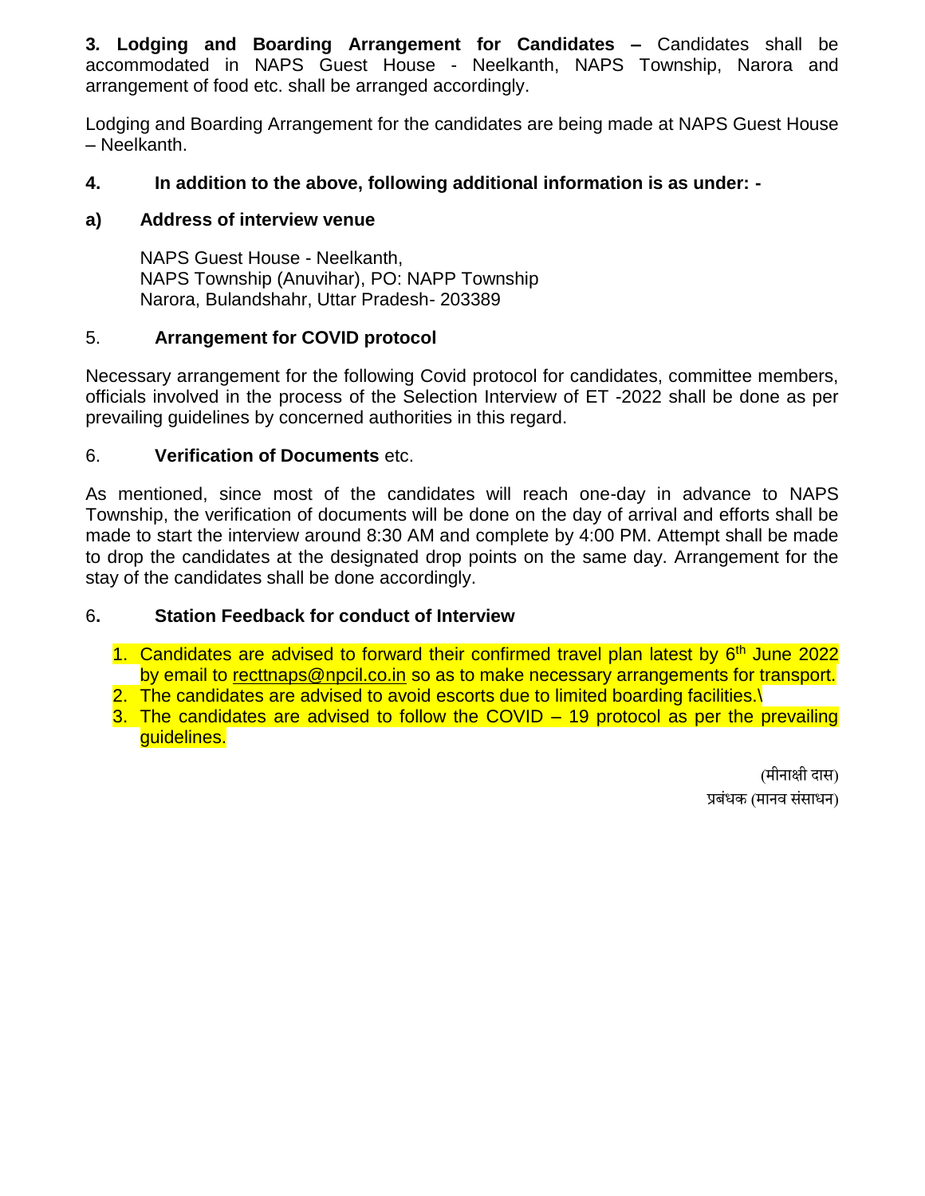**3. Lodging and Boarding Arrangement for Candidates –** Candidates shall be accommodated in NAPS Guest House - Neelkanth, NAPS Township, Narora and arrangement of food etc. shall be arranged accordingly.

Lodging and Boarding Arrangement for the candidates are being made at NAPS Guest House – Neelkanth.

**4. In addition to the above, following additional information is as under: -**

**a) Address of interview venue**

NAPS Guest House - Neelkanth,
NAPS Township (Anuvihar), PO: NAPP Township
Narora, Bulandshahr, Uttar Pradesh- 203389

5. **Arrangement for COVID protocol**

Necessary arrangement for the following Covid protocol for candidates, committee members, officials involved in the process of the Selection Interview of ET -2022 shall be done as per prevailing guidelines by concerned authorities in this regard.

6. **Verification of Documents** etc.

As mentioned, since most of the candidates will reach one-day in advance to NAPS Township, the verification of documents will be done on the day of arrival and efforts shall be made to start the interview around 8:30 AM and complete by 4:00 PM. Attempt shall be made to drop the candidates at the designated drop points on the same day. Arrangement for the stay of the candidates shall be done accordingly.

6**. Station Feedback for conduct of Interview**

1. Candidates are advised to forward their confirmed travel plan latest by 6th June 2022 by email to recttnaps@npcil.co.in so as to make necessary arrangements for transport.
2. The candidates are advised to avoid escorts due to limited boarding facilities.\
3. The candidates are advised to follow the COVID – 19 protocol as per the prevailing guidelines.

(मीनाक्षी दास)
प्रबंधक (मानव संसाधन)